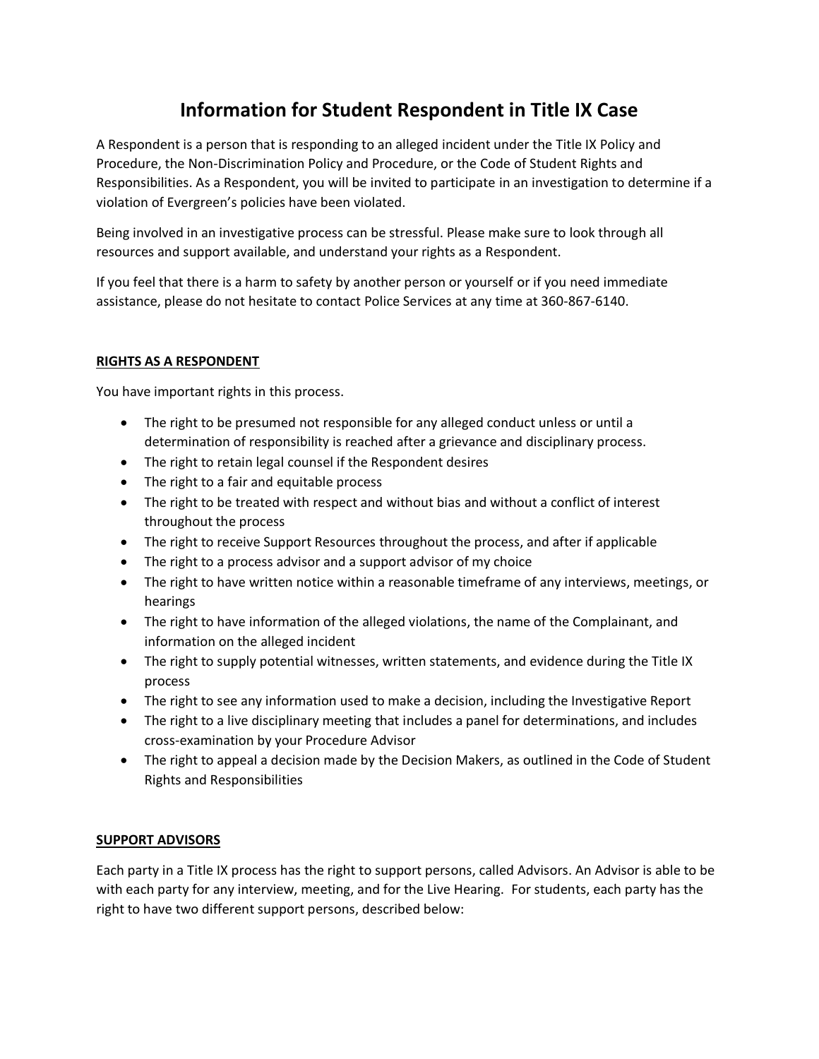# Information for Student Respondent in Title IX Case

A Respondent is a person that is responding to an alleged incident under the Title IX Policy and Procedure, the Non-Discrimination Policy and Procedure, or the Code of Student Rights and Responsibilities. As a Respondent, you will be invited to participate in an investigation to determine if a violation of Evergreen's policies have been violated.

Being involved in an investigative process can be stressful. Please make sure to look through all resources and support available, and understand your rights as a Respondent.

If you feel that there is a harm to safety by another person or yourself or if you need immediate assistance, please do not hesitate to contact Police Services at any time at 360-867-6140.

## RIGHTS AS A RESPONDENT

You have important rights in this process.

- The right to be presumed not responsible for any alleged conduct unless or until a determination of responsibility is reached after a grievance and disciplinary process.
- The right to retain legal counsel if the Respondent desires
- The right to a fair and equitable process
- The right to be treated with respect and without bias and without a conflict of interest throughout the process
- The right to receive Support Resources throughout the process, and after if applicable
- The right to a process advisor and a support advisor of my choice
- The right to have written notice within a reasonable timeframe of any interviews, meetings, or hearings
- The right to have information of the alleged violations, the name of the Complainant, and information on the alleged incident
- The right to supply potential witnesses, written statements, and evidence during the Title IX process
- The right to see any information used to make a decision, including the Investigative Report
- The right to a live disciplinary meeting that includes a panel for determinations, and includes cross-examination by your Procedure Advisor
- The right to appeal a decision made by the Decision Makers, as outlined in the Code of Student Rights and Responsibilities

## SUPPORT ADVISORS

Each party in a Title IX process has the right to support persons, called Advisors. An Advisor is able to be with each party for any interview, meeting, and for the Live Hearing. For students, each party has the right to have two different support persons, described below: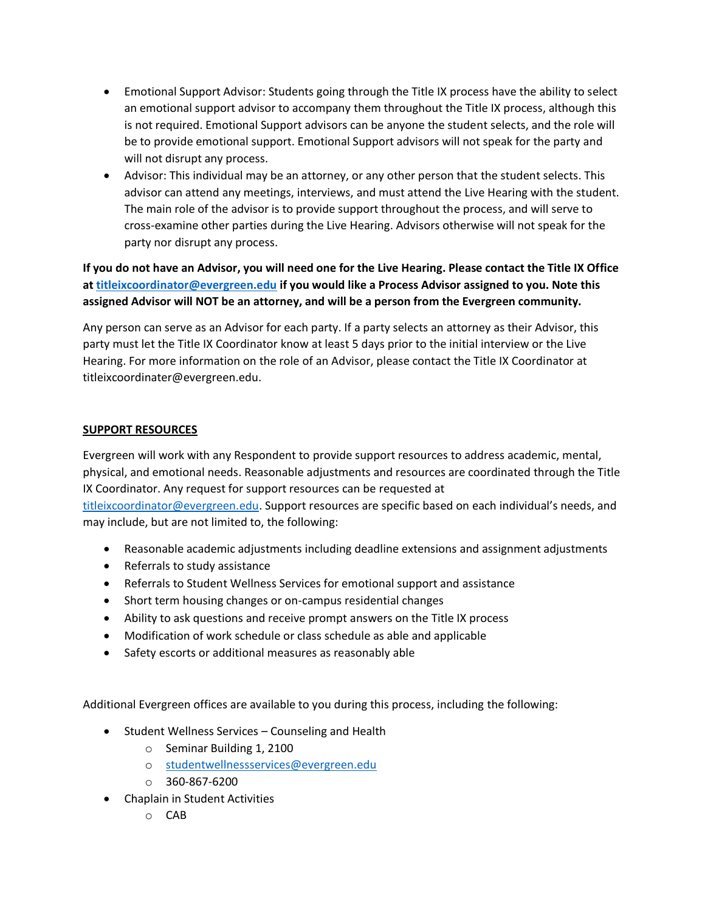- Emotional Support Advisor: Students going through the Title IX process have the ability to select an emotional support advisor to accompany them throughout the Title IX process, although this is not required. Emotional Support advisors can be anyone the student selects, and the role will be to provide emotional support. Emotional Support advisors will not speak for the party and will not disrupt any process.
- Advisor: This individual may be an attorney, or any other person that the student selects. This advisor can attend any meetings, interviews, and must attend the Live Hearing with the student. The main role of the advisor is to provide support throughout the process, and will serve to cross-examine other parties during the Live Hearing. Advisors otherwise will not speak for the party nor disrupt any process.

**If you do not have an Advisor, you will need one for the Live Hearing. Please contact the Title IX Office at [titleixcoordinator@evergreen.edu](mailto:titleixcoordinator@evergreen.edu) if you would like a Process Advisor assigned to you. Note this assigned Advisor will NOT be an attorney, and will be a person from the Evergreen community.**

Any person can serve as an Advisor for each party. If a party selects an attorney as their Advisor, this party must let the Title IX Coordinator know at least 5 days prior to the initial interview or the Live Hearing. For more information on the role of an Advisor, please contact the Title IX Coordinator at titleixcoordinater@evergreen.edu.

**SUPPORT RESOURCES**

Evergreen will work with any Respondent to provide support resources to address academic, mental, physical, and emotional needs. Reasonable adjustments and resources are coordinated through the Title IX Coordinator. Any request for support resources can be requested at [titleixcoordinator@evergreen.edu](mailto:titleixcoordinator@evergreen.edu). Support resources are specific based on each individual's needs, and may include, but are not limited to, the following:

- Reasonable academic adjustments including deadline extensions and assignment adjustments
- Referrals to study assistance
- Referrals to Student Wellness Services for emotional support and assistance
- Short term housing changes or on-campus residential changes
- Ability to ask questions and receive prompt answers on the Title IX process
- Modification of work schedule or class schedule as able and applicable
- Safety escorts or additional measures as reasonably able

Additional Evergreen offices are available to you during this process, including the following:

- Student Wellness Services – Counseling and Health
  - Seminar Building 1, 2100
  - [studentwellnessservices@evergreen.edu](mailto:studentwellnessservices@evergreen.edu)
  - 360-867-6200
- Chaplain in Student Activities
  - CAB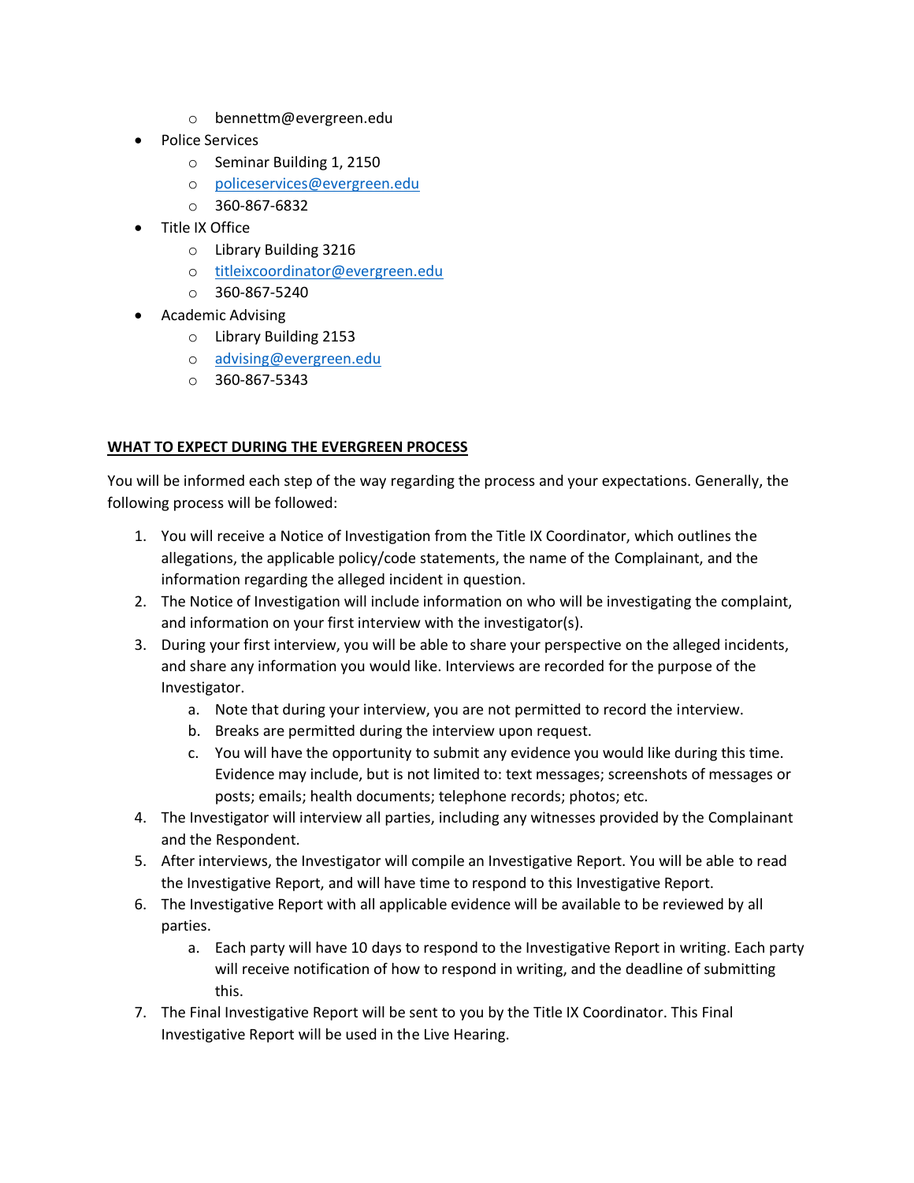- bennettm@evergreen.edu
- Police Services
  - Seminar Building 1, 2150
  - policeservices@evergreen.edu
  - 360-867-6832
- Title IX Office
  - Library Building 3216
  - titleixcoordinator@evergreen.edu
  - 360-867-5240
- Academic Advising
  - Library Building 2153
  - advising@evergreen.edu
  - 360-867-5343

## WHAT TO EXPECT DURING THE EVERGREEN PROCESS

You will be informed each step of the way regarding the process and your expectations. Generally, the following process will be followed:

1. You will receive a Notice of Investigation from the Title IX Coordinator, which outlines the allegations, the applicable policy/code statements, the name of the Complainant, and the information regarding the alleged incident in question.
2. The Notice of Investigation will include information on who will be investigating the complaint, and information on your first interview with the investigator(s).
3. During your first interview, you will be able to share your perspective on the alleged incidents, and share any information you would like. Interviews are recorded for the purpose of the Investigator.
   a. Note that during your interview, you are not permitted to record the interview.
   b. Breaks are permitted during the interview upon request.
   c. You will have the opportunity to submit any evidence you would like during this time. Evidence may include, but is not limited to: text messages; screenshots of messages or posts; emails; health documents; telephone records; photos; etc.
4. The Investigator will interview all parties, including any witnesses provided by the Complainant and the Respondent.
5. After interviews, the Investigator will compile an Investigative Report. You will be able to read the Investigative Report, and will have time to respond to this Investigative Report.
6. The Investigative Report with all applicable evidence will be available to be reviewed by all parties.
   a. Each party will have 10 days to respond to the Investigative Report in writing. Each party will receive notification of how to respond in writing, and the deadline of submitting this.
7. The Final Investigative Report will be sent to you by the Title IX Coordinator. This Final Investigative Report will be used in the Live Hearing.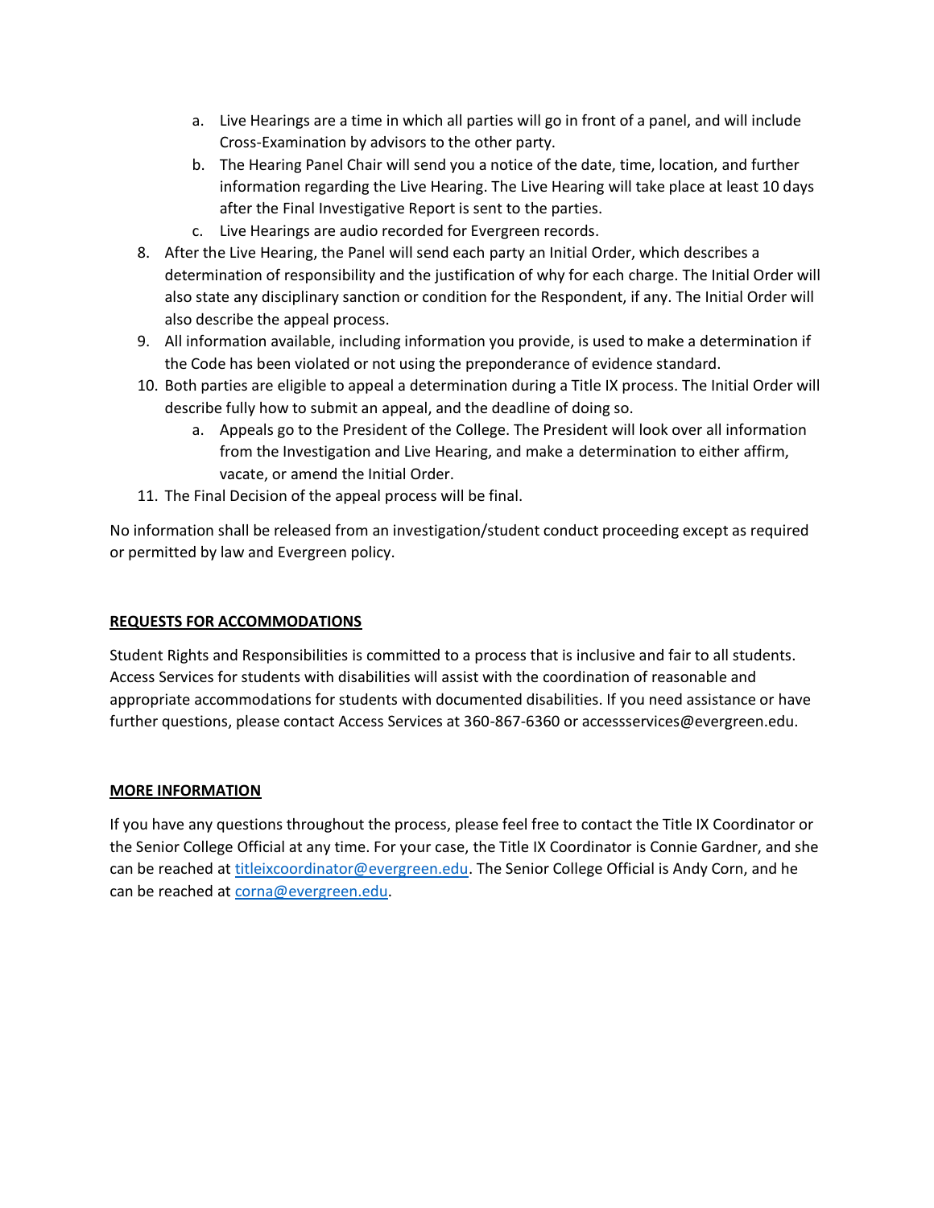a. Live Hearings are a time in which all parties will go in front of a panel, and will include Cross-Examination by advisors to the other party.
   b. The Hearing Panel Chair will send you a notice of the date, time, location, and further information regarding the Live Hearing. The Live Hearing will take place at least 10 days after the Final Investigative Report is sent to the parties.
   c. Live Hearings are audio recorded for Evergreen records.
8. After the Live Hearing, the Panel will send each party an Initial Order, which describes a determination of responsibility and the justification of why for each charge. The Initial Order will also state any disciplinary sanction or condition for the Respondent, if any. The Initial Order will also describe the appeal process.
9. All information available, including information you provide, is used to make a determination if the Code has been violated or not using the preponderance of evidence standard.
10. Both parties are eligible to appeal a determination during a Title IX process. The Initial Order will describe fully how to submit an appeal, and the deadline of doing so.
    a. Appeals go to the President of the College. The President will look over all information from the Investigation and Live Hearing, and make a determination to either affirm, vacate, or amend the Initial Order.
11. The Final Decision of the appeal process will be final.

No information shall be released from an investigation/student conduct proceeding except as required or permitted by law and Evergreen policy.

**REQUESTS FOR ACCOMMODATIONS**

Student Rights and Responsibilities is committed to a process that is inclusive and fair to all students. Access Services for students with disabilities will assist with the coordination of reasonable and appropriate accommodations for students with documented disabilities. If you need assistance or have further questions, please contact Access Services at 360-867-6360 or accessservices@evergreen.edu.

**MORE INFORMATION**

If you have any questions throughout the process, please feel free to contact the Title IX Coordinator or the Senior College Official at any time. For your case, the Title IX Coordinator is Connie Gardner, and she can be reached at titleixcoordinator@evergreen.edu. The Senior College Official is Andy Corn, and he can be reached at corna@evergreen.edu.